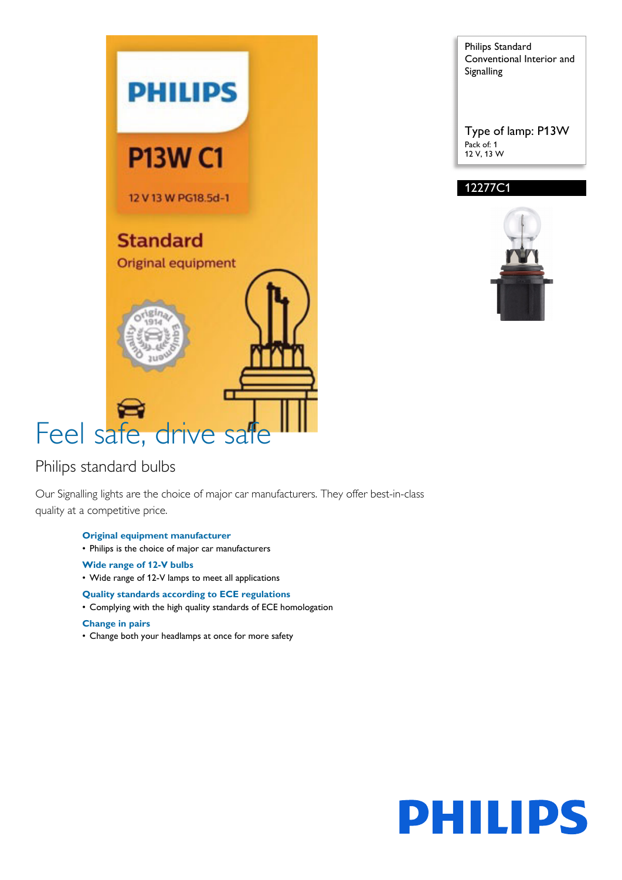Philips Standard Conventional Interior and Signalling

Type of lamp: P13W

Pack of: 1

12 V, 13 W

12277C1

# Feel safe, drive safe

## Philips standard bulbs

Our Signalling lights are the choice of major car manufacturers. They offer best-in-class quality at a competitive price.

**Original equipment manufacturer**

- Philips is the choice of major car manufacturers

**Wide range of 12-V bulbs**

- Wide range of 12-V lamps to meet all applications

**Quality standards according to ECE regulations**

- Complying with the high quality standards of ECE homologation

**Change in pairs**

- Change both your headlamps at once for more safety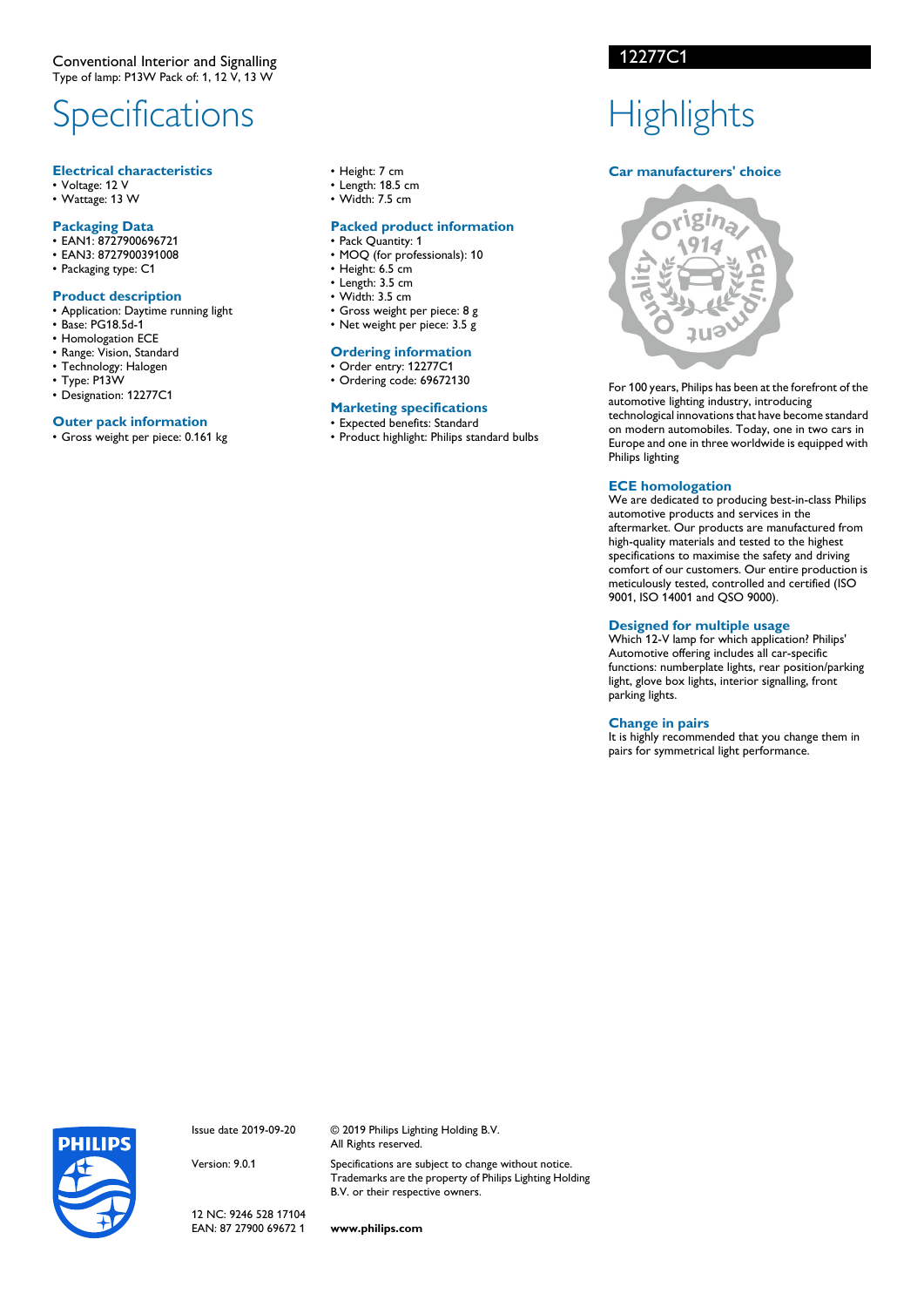Conventional Interior and Signalling
Type of lamp: P13W Pack of: 1, 12 V, 13 W

# Specifications

### Electrical characteristics
- Voltage: 12 V
- Wattage: 13 W

### Packaging Data
- EAN1: 8727900696721
- EAN3: 8727900391008
- Packaging type: C1

### Product description
- Application: Daytime running light
- Base: PG18.5d-1
- Homologation ECE
- Range: Vision, Standard
- Technology: Halogen
- Type: P13W
- Designation: 12277C1

### Outer pack information
- Gross weight per piece: 0.161 kg
- Height: 7 cm
- Length: 18.5 cm
- Width: 7.5 cm

### Packed product information
- Pack Quantity: 1
- MOQ (for professionals): 10
- Height: 6.5 cm
- Length: 3.5 cm
- Width: 3.5 cm
- Gross weight per piece: 8 g
- Net weight per piece: 3.5 g

### Ordering information
- Order entry: 12277C1
- Ordering code: 69672130

### Marketing specifications
- Expected benefits: Standard
- Product highlight: Philips standard bulbs

12277C1

# Highlights

### Car manufacturers' choice

Original 1914 Quality Equipment

For 100 years, Philips has been at the forefront of the automotive lighting industry, introducing technological innovations that have become standard on modern automobiles. Today, one in two cars in Europe and one in three worldwide is equipped with Philips lighting

### ECE homologation

We are dedicated to producing best-in-class Philips automotive products and services in the aftermarket. Our products are manufactured from high-quality materials and tested to the highest specifications to maximise the safety and driving comfort of our customers. Our entire production is meticulously tested, controlled and certified (ISO 9001, ISO 14001 and QSO 9000).

### Designed for multiple usage

Which 12-V lamp for which application? Philips' Automotive offering includes all car-specific functions: numberplate lights, rear position/parking light, glove box lights, interior signalling, front parking lights.

### Change in pairs

It is highly recommended that you change them in pairs for symmetrical light performance.

PHILIPS

Issue date 2019-09-20

Version: 9.0.1

12 NC: 9246 528 17104
EAN: 87 27900 69672 1

© 2019 Philips Lighting Holding B.V.
All Rights reserved.

Specifications are subject to change without notice. Trademarks are the property of Philips Lighting Holding B.V. or their respective owners.

**www.philips.com**